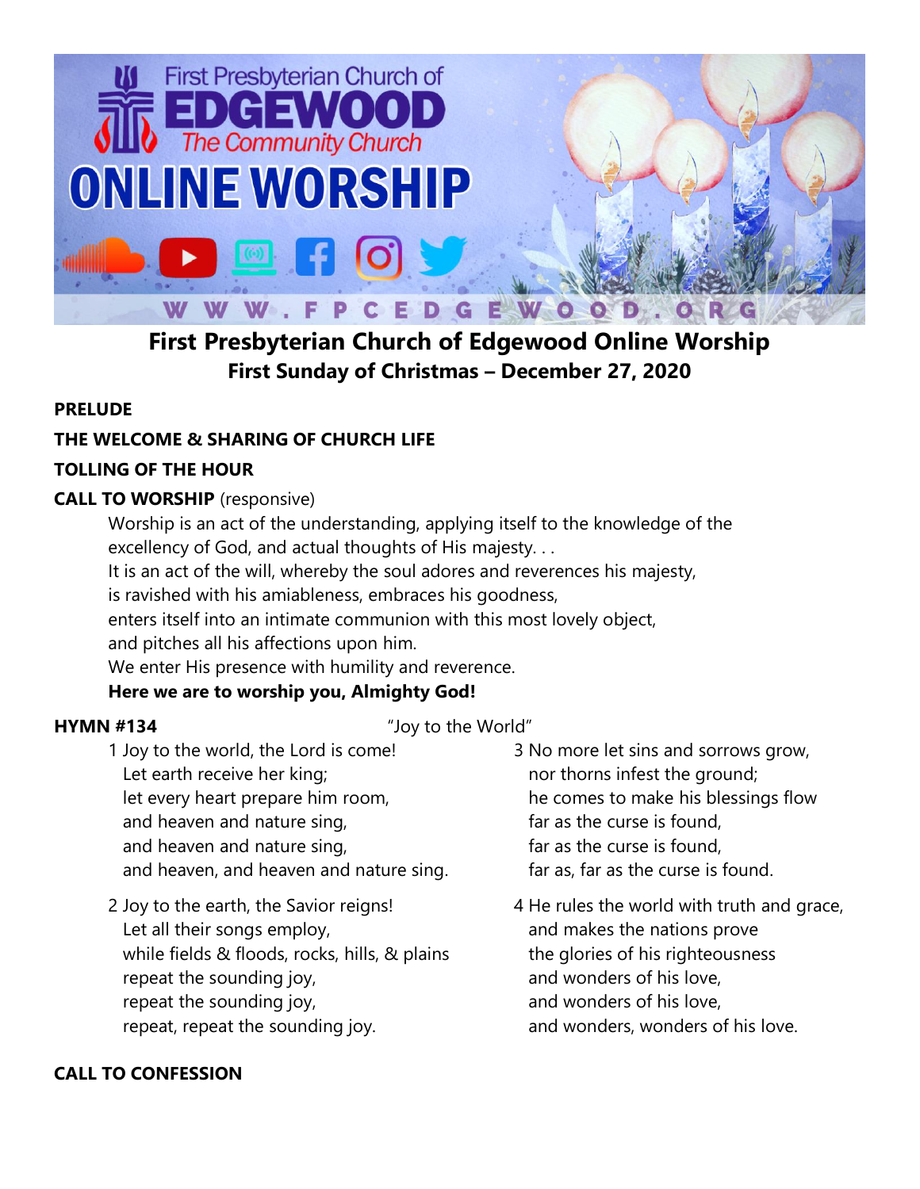# First Presbyterian Church of Edgewood Online Worship

## First Sunday of Christmas – December 27, 2020

**PRELUDE**

**THE WELCOME & SHARING OF CHURCH LIFE**

**TOLLING OF THE HOUR**

**CALL TO WORSHIP** (responsive)

Worship is an act of the understanding, applying itself to the knowledge of the excellency of God, and actual thoughts of His majesty. . .
It is an act of the will, whereby the soul adores and reverences his majesty,
is ravished with his amiableness, embraces his goodness,
enters itself into an intimate communion with this most lovely object,
and pitches all his affections upon him.
We enter His presence with humility and reverence.
**Here we are to worship you, Almighty God!**

**HYMN #134** "Joy to the World"

1 Joy to the world, the Lord is come!
Let earth receive her king;
let every heart prepare him room,
and heaven and nature sing,
and heaven and nature sing,
and heaven, and heaven and nature sing.

2 Joy to the earth, the Savior reigns!
Let all their songs employ,
while fields & floods, rocks, hills, & plains
repeat the sounding joy,
repeat the sounding joy,
repeat, repeat the sounding joy.

3 No more let sins and sorrows grow,
nor thorns infest the ground;
he comes to make his blessings flow
far as the curse is found,
far as the curse is found,
far as, far as the curse is found.

4 He rules the world with truth and grace,
and makes the nations prove
the glories of his righteousness
and wonders of his love,
and wonders of his love,
and wonders, wonders of his love.

**CALL TO CONFESSION**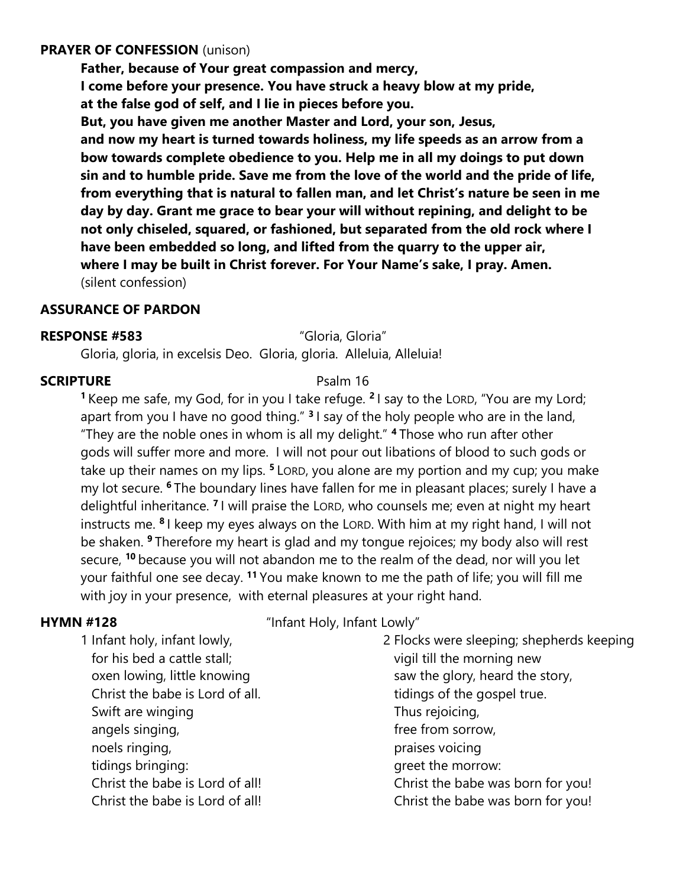**PRAYER OF CONFESSION** (unison)

**Father, because of Your great compassion and mercy,**
**I come before your presence. You have struck a heavy blow at my pride,**
**at the false god of self, and I lie in pieces before you.**
**But, you have given me another Master and Lord, your son, Jesus,**
**and now my heart is turned towards holiness, my life speeds as an arrow from a bow towards complete obedience to you. Help me in all my doings to put down sin and to humble pride. Save me from the love of the world and the pride of life, from everything that is natural to fallen man, and let Christ's nature be seen in me day by day. Grant me grace to bear your will without repining, and delight to be not only chiseled, squared, or fashioned, but separated from the old rock where I have been embedded so long, and lifted from the quarry to the upper air, where I may be built in Christ forever. For Your Name's sake, I pray. Amen.**
(silent confession)

**ASSURANCE OF PARDON**

**RESPONSE #583** "Gloria, Gloria"

Gloria, gloria, in excelsis Deo. Gloria, gloria. Alleluia, Alleluia!

**SCRIPTURE** Psalm 16

[1] Keep me safe, my God, for in you I take refuge. [2] I say to the LORD, "You are my Lord; apart from you I have no good thing." [3] I say of the holy people who are in the land, "They are the noble ones in whom is all my delight." [4] Those who run after other gods will suffer more and more. I will not pour out libations of blood to such gods or take up their names on my lips. [5] LORD, you alone are my portion and my cup; you make my lot secure. [6] The boundary lines have fallen for me in pleasant places; surely I have a delightful inheritance. [7] I will praise the LORD, who counsels me; even at night my heart instructs me. [8] I keep my eyes always on the LORD. With him at my right hand, I will not be shaken. [9] Therefore my heart is glad and my tongue rejoices; my body also will rest secure, [10] because you will not abandon me to the realm of the dead, nor will you let your faithful one see decay. [11] You make known to me the path of life; you will fill me with joy in your presence, with eternal pleasures at your right hand.

**HYMN #128** "Infant Holy, Infant Lowly"

1 Infant holy, infant lowly,
for his bed a cattle stall;
oxen lowing, little knowing
Christ the babe is Lord of all.
Swift are winging
angels singing,
noels ringing,
tidings bringing:
Christ the babe is Lord of all!
Christ the babe is Lord of all!

2 Flocks were sleeping; shepherds keeping
vigil till the morning new
saw the glory, heard the story,
tidings of the gospel true.
Thus rejoicing,
free from sorrow,
praises voicing
greet the morrow:
Christ the babe was born for you!
Christ the babe was born for you!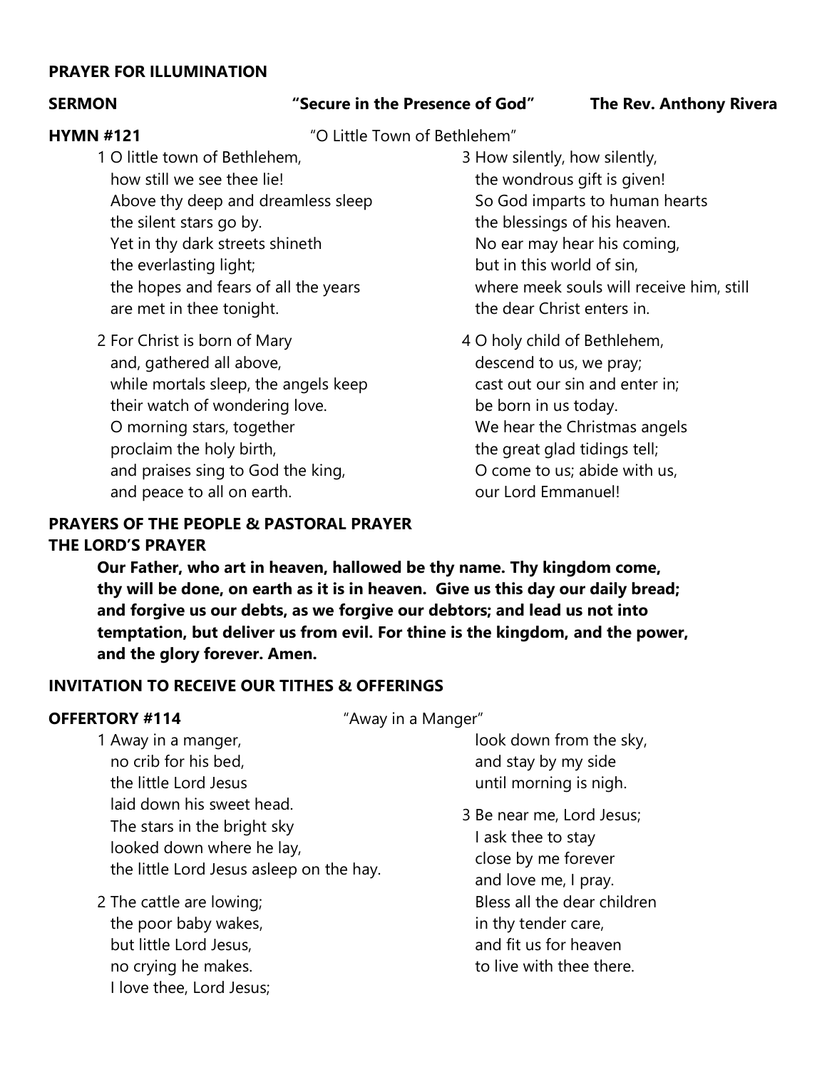**PRAYER FOR ILLUMINATION**

**SERMON** **"Secure in the Presence of God"** **The Rev. Anthony Rivera**

**HYMN #121** "O Little Town of Bethlehem"

1 O little town of Bethlehem,
how still we see thee lie!
Above thy deep and dreamless sleep
the silent stars go by.
Yet in thy dark streets shineth
the everlasting light;
the hopes and fears of all the years
are met in thee tonight.

2 For Christ is born of Mary
and, gathered all above,
while mortals sleep, the angels keep
their watch of wondering love.
O morning stars, together
proclaim the holy birth,
and praises sing to God the king,
and peace to all on earth.

3 How silently, how silently,
the wondrous gift is given!
So God imparts to human hearts
the blessings of his heaven.
No ear may hear his coming,
but in this world of sin,
where meek souls will receive him, still
the dear Christ enters in.

4 O holy child of Bethlehem,
descend to us, we pray;
cast out our sin and enter in;
be born in us today.
We hear the Christmas angels
the great glad tidings tell;
O come to us; abide with us,
our Lord Emmanuel!

**PRAYERS OF THE PEOPLE & PASTORAL PRAYER**

**THE LORD'S PRAYER**

**Our Father, who art in heaven, hallowed be thy name. Thy kingdom come, thy will be done, on earth as it is in heaven. Give us this day our daily bread; and forgive us our debts, as we forgive our debtors; and lead us not into temptation, but deliver us from evil. For thine is the kingdom, and the power, and the glory forever. Amen.**

**INVITATION TO RECEIVE OUR TITHES & OFFERINGS**

**OFFERTORY #114** "Away in a Manger"

1 Away in a manger,
no crib for his bed,
the little Lord Jesus
laid down his sweet head.
The stars in the bright sky
looked down where he lay,
the little Lord Jesus asleep on the hay.

2 The cattle are lowing;
the poor baby wakes,
but little Lord Jesus,
no crying he makes.
I love thee, Lord Jesus;
look down from the sky,
and stay by my side
until morning is nigh.

3 Be near me, Lord Jesus;
I ask thee to stay
close by me forever
and love me, I pray.
Bless all the dear children
in thy tender care,
and fit us for heaven
to live with thee there.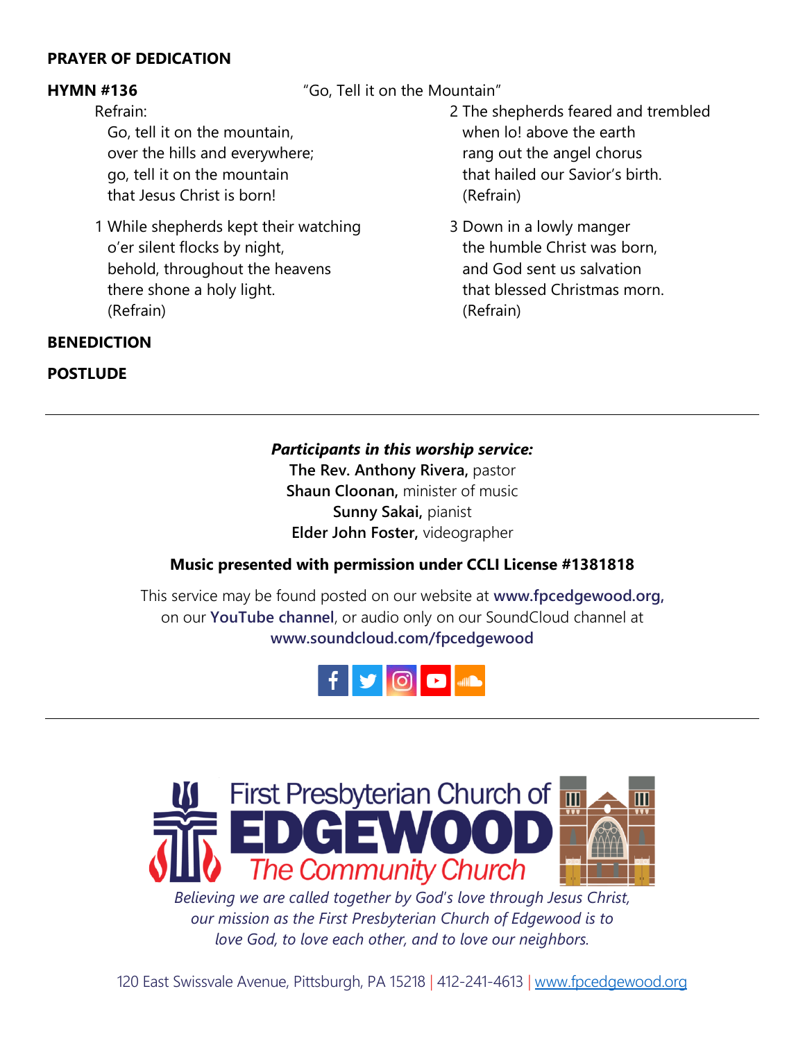**PRAYER OF DEDICATION**

**HYMN #136** "Go, Tell it on the Mountain"

Refrain:
Go, tell it on the mountain,
over the hills and everywhere;
go, tell it on the mountain
that Jesus Christ is born!

1 While shepherds kept their watching
o'er silent flocks by night,
behold, throughout the heavens
there shone a holy light.
(Refrain)

2 The shepherds feared and trembled
when lo! above the earth
rang out the angel chorus
that hailed our Savior's birth.
(Refrain)

3 Down in a lowly manger
the humble Christ was born,
and God sent us salvation
that blessed Christmas morn.
(Refrain)

**BENEDICTION**

**POSTLUDE**

---

***Participants in this worship service:***
**The Rev. Anthony Rivera,** pastor
**Shaun Cloonan,** minister of music
**Sunny Sakai,** pianist
**Elder John Foster,** videographer

**Music presented with permission under CCLI License #1381818**

This service may be found posted on our website at **www.fpcedgewood.org,** on our **YouTube channel**, or audio only on our SoundCloud channel at **www.soundcloud.com/fpcedgewood**

---

First Presbyterian Church of EDGEWOOD
*The Community Church*

*Believing we are called together by God's love through Jesus Christ, our mission as the First Presbyterian Church of Edgewood is to love God, to love each other, and to love our neighbors.*

120 East Swissvale Avenue, Pittsburgh, PA 15218 | 412-241-4613 | www.fpcedgewood.org